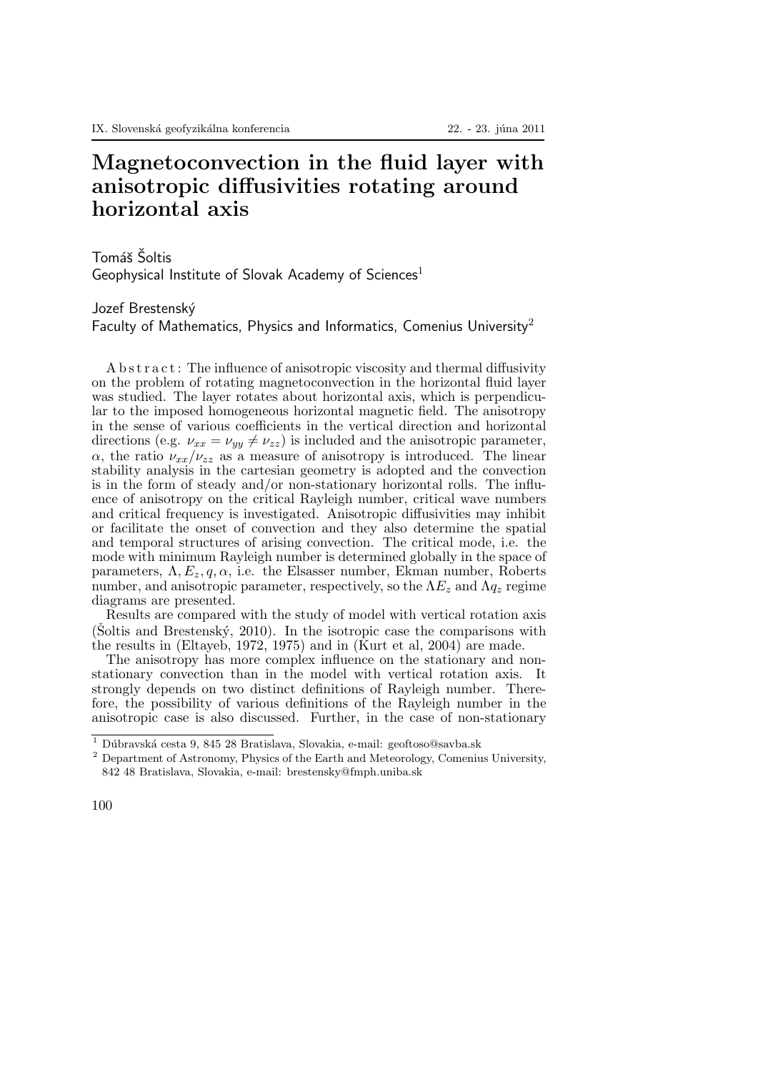# Magnetoconvection in the fluid layer with anisotropic diffusivities rotating around horizontal axis

Tomáš Šoltis
Geophysical Institute of Slovak Academy of Sciences[1]

Jozef Brestenský
Faculty of Mathematics, Physics and Informatics, Comenius University[2]

Abstract: The influence of anisotropic viscosity and thermal diffusivity on the problem of rotating magnetoconvection in the horizontal fluid layer was studied. The layer rotates about horizontal axis, which is perpendicular to the imposed homogeneous horizontal magnetic field. The anisotropy in the sense of various coefficients in the vertical direction and horizontal directions (e.g. $\nu_{xx} = \nu_{yy} \neq \nu_{zz}$) is included and the anisotropic parameter, $\alpha$, the ratio $\nu_{xx}/\nu_{zz}$ as a measure of anisotropy is introduced. The linear stability analysis in the cartesian geometry is adopted and the convection is in the form of steady and/or non-stationary horizontal rolls. The influence of anisotropy on the critical Rayleigh number, critical wave numbers and critical frequency is investigated. Anisotropic diffusivities may inhibit or facilitate the onset of convection and they also determine the spatial and temporal structures of arising convection. The critical mode, i.e. the mode with minimum Rayleigh number is determined globally in the space of parameters, $\Lambda, E_z, q, \alpha$, i.e. the Elsasser number, Ekman number, Roberts number, and anisotropic parameter, respectively, so the $\Lambda E_z$ and $\Lambda q_z$ regime diagrams are presented.

Results are compared with the study of model with vertical rotation axis (Šoltis and Brestenský, 2010). In the isotropic case the comparisons with the results in (Eltayeb, 1972, 1975) and in (Kurt et al, 2004) are made.

The anisotropy has more complex influence on the stationary and non-stationary convection than in the model with vertical rotation axis. It strongly depends on two distinct definitions of Rayleigh number. Therefore, the possibility of various definitions of the Rayleigh number in the anisotropic case is also discussed. Further, in the case of non-stationary

[1] Dúbravská cesta 9, 845 28 Bratislava, Slovakia, e-mail: geoftoso@savba.sk

[2] Department of Astronomy, Physics of the Earth and Meteorology, Comenius University, 842 48 Bratislava, Slovakia, e-mail: brestensky@fmph.uniba.sk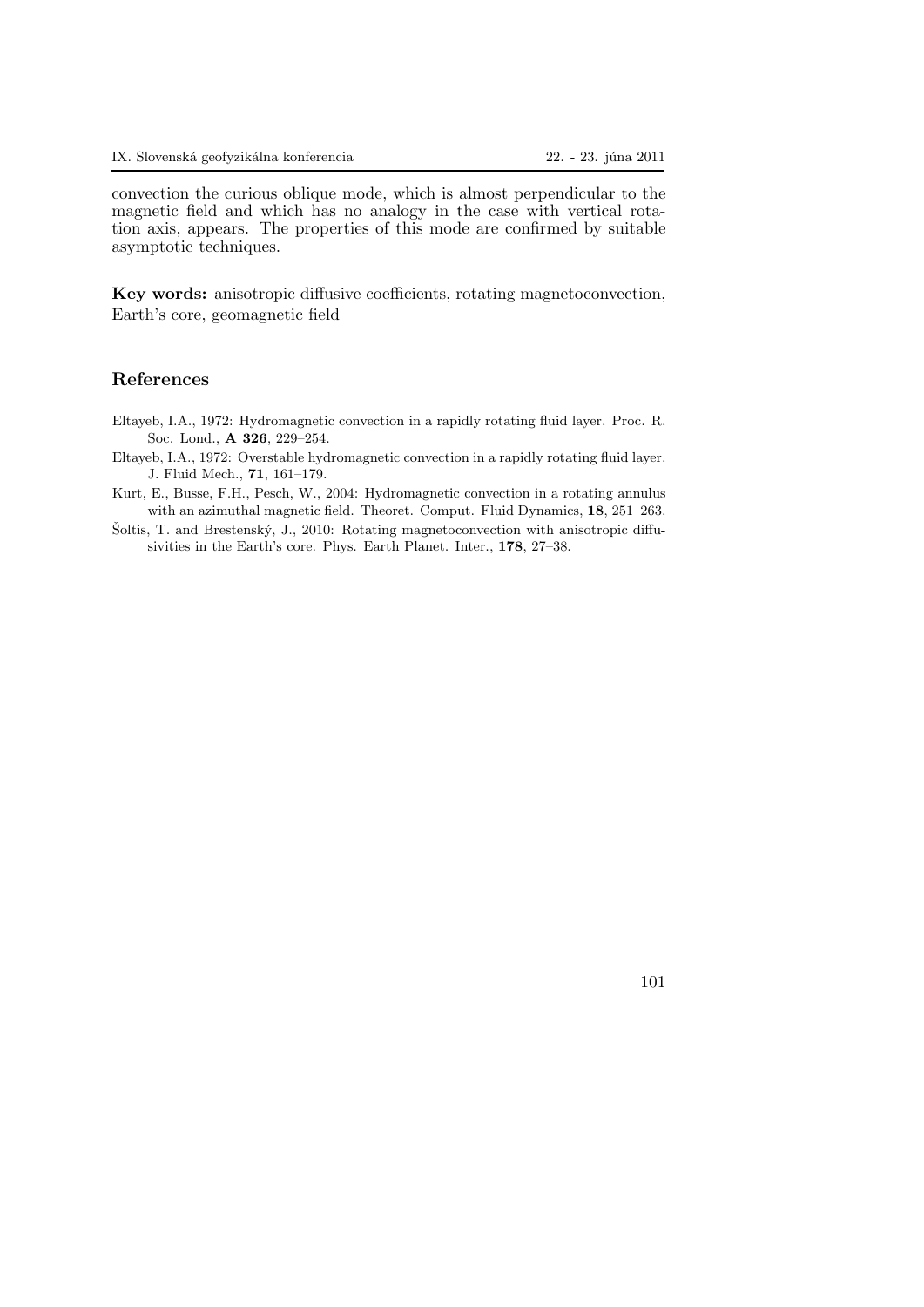convection the curious oblique mode, which is almost perpendicular to the magnetic field and which has no analogy in the case with vertical rotation axis, appears. The properties of this mode are confirmed by suitable asymptotic techniques.

**Key words:** anisotropic diffusive coefficients, rotating magnetoconvection, Earth's core, geomagnetic field

## References

Eltayeb, I.A., 1972: Hydromagnetic convection in a rapidly rotating fluid layer. Proc. R. Soc. Lond., **A 326**, 229–254.

Eltayeb, I.A., 1972: Overstable hydromagnetic convection in a rapidly rotating fluid layer. J. Fluid Mech., **71**, 161–179.

Kurt, E., Busse, F.H., Pesch, W., 2004: Hydromagnetic convection in a rotating annulus with an azimuthal magnetic field. Theoret. Comput. Fluid Dynamics, **18**, 251–263.

Šoltis, T. and Brestenský, J., 2010: Rotating magnetoconvection with anisotropic diffusivities in the Earth's core. Phys. Earth Planet. Inter., **178**, 27–38.